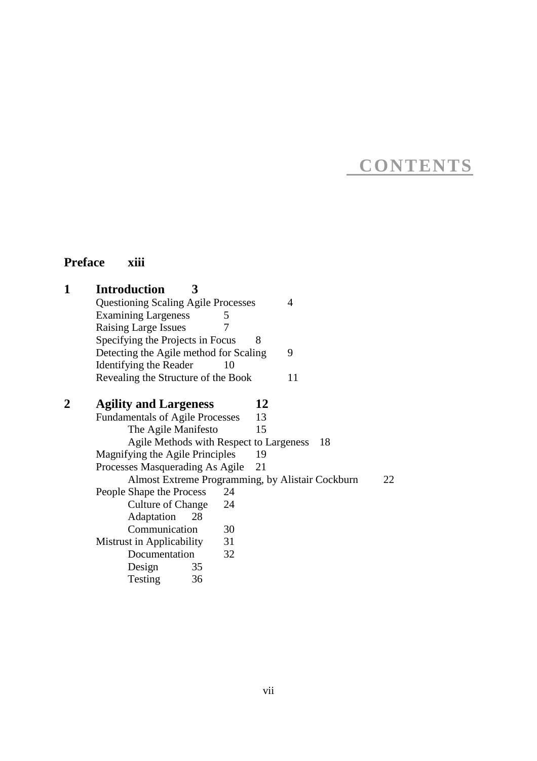# CONTENTS

**Preface xiii**

**1 Introduction 3**

- Questioning Scaling Agile Processes 4
- Examining Largeness 5
- Raising Large Issues 7
- Specifying the Projects in Focus 8
- Detecting the Agile method for Scaling 9
- Identifying the Reader 10
- Revealing the Structure of the Book 11

**2 Agility and Largeness 12**

- Fundamentals of Agile Processes 13
  - The Agile Manifesto 15
  - Agile Methods with Respect to Largeness 18
- Magnifying the Agile Principles 19
- Processes Masquerading As Agile 21
  - Almost Extreme Programming, by Alistair Cockburn 22
- People Shape the Process 24
  - Culture of Change 24
  - Adaptation 28
  - Communication 30
- Mistrust in Applicability 31
  - Documentation 32
  - Design 35
  - Testing 36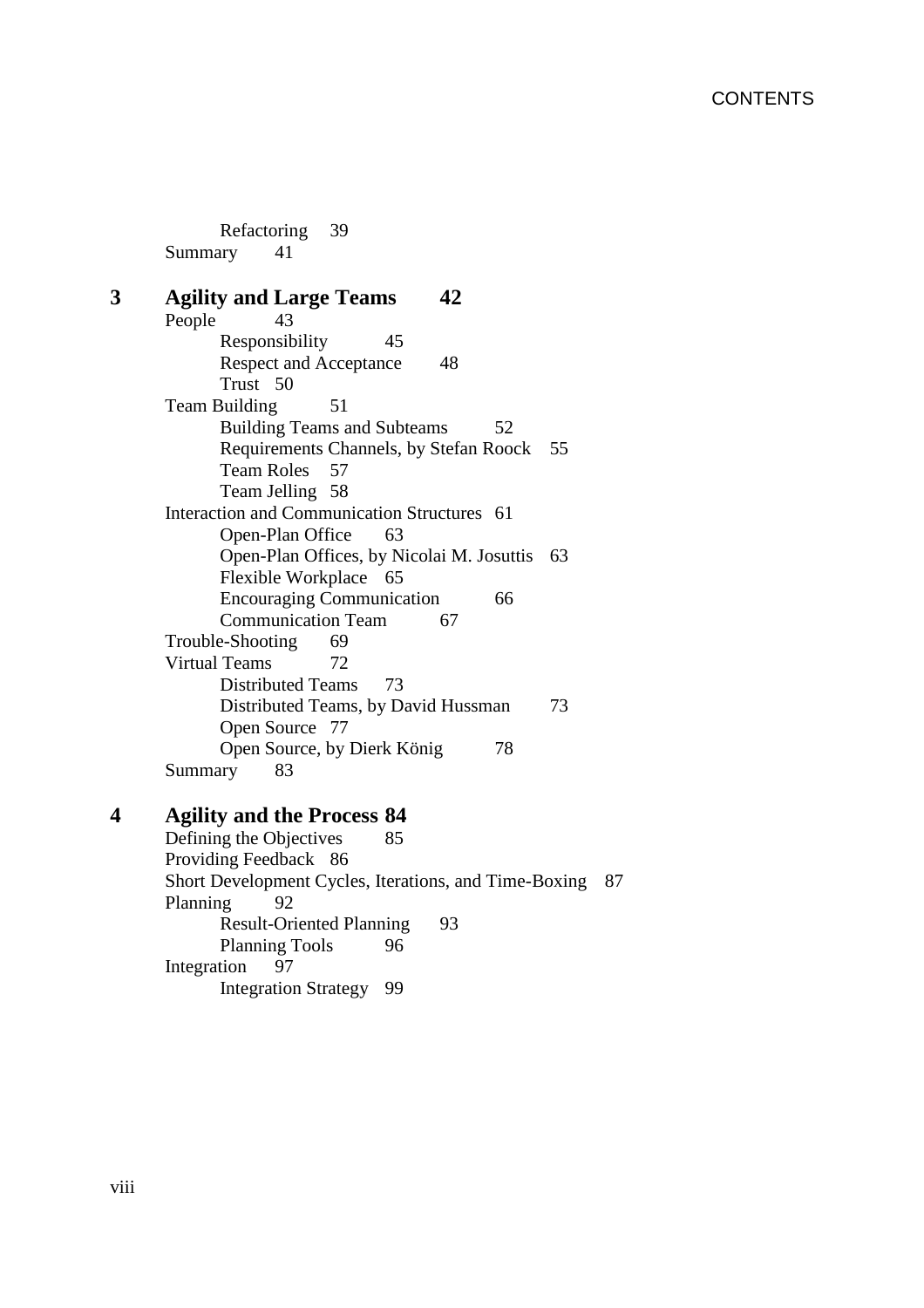Refactoring 39

Summary 41

## 3 Agility and Large Teams 42

People 43

- Responsibility 45
- Respect and Acceptance 48
- Trust 50

Team Building 51

- Building Teams and Subteams 52
- Requirements Channels, by Stefan Roock 55
- Team Roles 57
- Team Jelling 58

Interaction and Communication Structures 61

- Open-Plan Office 63
- Open-Plan Offices, by Nicolai M. Josuttis 63
- Flexible Workplace 65
- Encouraging Communication 66
- Communication Team 67

Trouble-Shooting 69

Virtual Teams 72

- Distributed Teams 73
- Distributed Teams, by David Hussman 73
- Open Source 77
- Open Source, by Dierk König 78

Summary 83

## 4 Agility and the Process 84

Defining the Objectives 85

Providing Feedback 86

Short Development Cycles, Iterations, and Time-Boxing 87

Planning 92

- Result-Oriented Planning 93
- Planning Tools 96

Integration 97

- Integration Strategy 99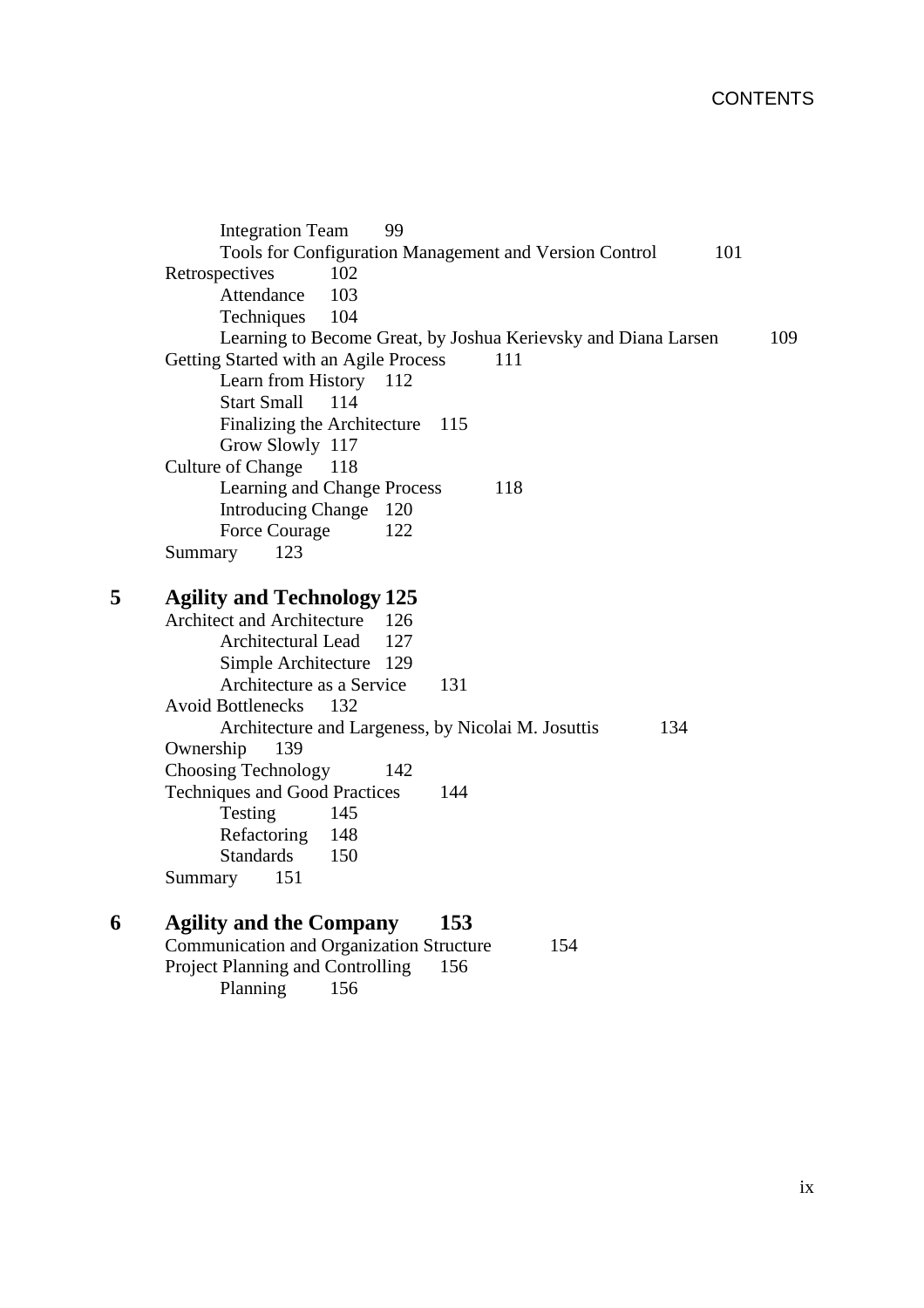Integration Team 99
Tools for Configuration Management and Version Control 101
Retrospectives 102
Attendance 103
Techniques 104
Learning to Become Great, by Joshua Kerievsky and Diana Larsen 109
Getting Started with an Agile Process 111
Learn from History 112
Start Small 114
Finalizing the Architecture 115
Grow Slowly 117
Culture of Change 118
Learning and Change Process 118
Introducing Change 120
Force Courage 122
Summary 123

## 5 Agility and Technology 125

Architect and Architecture 126
Architectural Lead 127
Simple Architecture 129
Architecture as a Service 131
Avoid Bottlenecks 132
Architecture and Largeness, by Nicolai M. Josuttis 134
Ownership 139
Choosing Technology 142
Techniques and Good Practices 144
Testing 145
Refactoring 148
Standards 150
Summary 151

## 6 Agility and the Company 153

Communication and Organization Structure 154
Project Planning and Controlling 156
Planning 156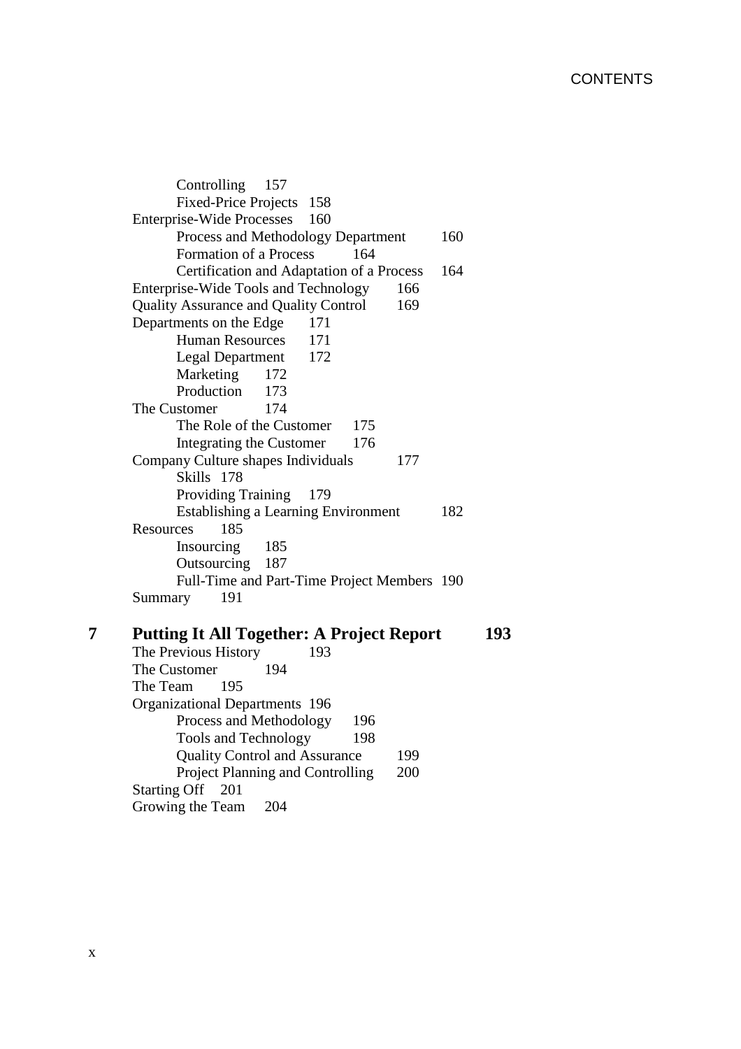Controlling 157
Fixed-Price Projects 158
Enterprise-Wide Processes 160
Process and Methodology Department 160
Formation of a Process 164
Certification and Adaptation of a Process 164
Enterprise-Wide Tools and Technology 166
Quality Assurance and Quality Control 169
Departments on the Edge 171
Human Resources 171
Legal Department 172
Marketing 172
Production 173
The Customer 174
The Role of the Customer 175
Integrating the Customer 176
Company Culture shapes Individuals 177
Skills 178
Providing Training 179
Establishing a Learning Environment 182
Resources 185
Insourcing 185
Outsourcing 187
Full-Time and Part-Time Project Members 190
Summary 191

**7 Putting It All Together: A Project Report 193**

The Previous History 193
The Customer 194
The Team 195
Organizational Departments 196
Process and Methodology 196
Tools and Technology 198
Quality Control and Assurance 199
Project Planning and Controlling 200
Starting Off 201
Growing the Team 204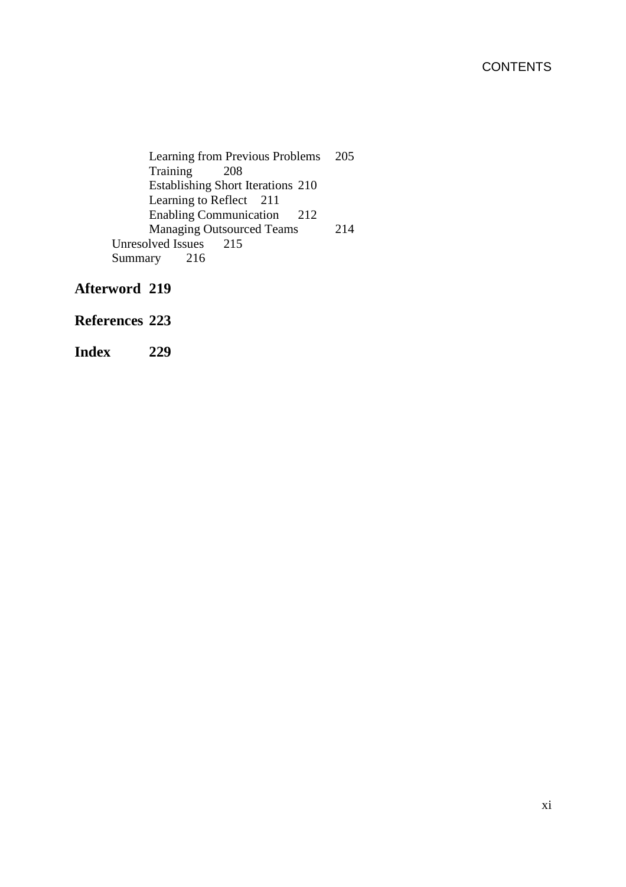Learning from Previous Problems 205
Training 208
Establishing Short Iterations 210
Learning to Reflect 211
Enabling Communication 212
Managing Outsourced Teams 214

Unresolved Issues 215

Summary 216

**Afterword 219**

**References 223**

**Index 229**